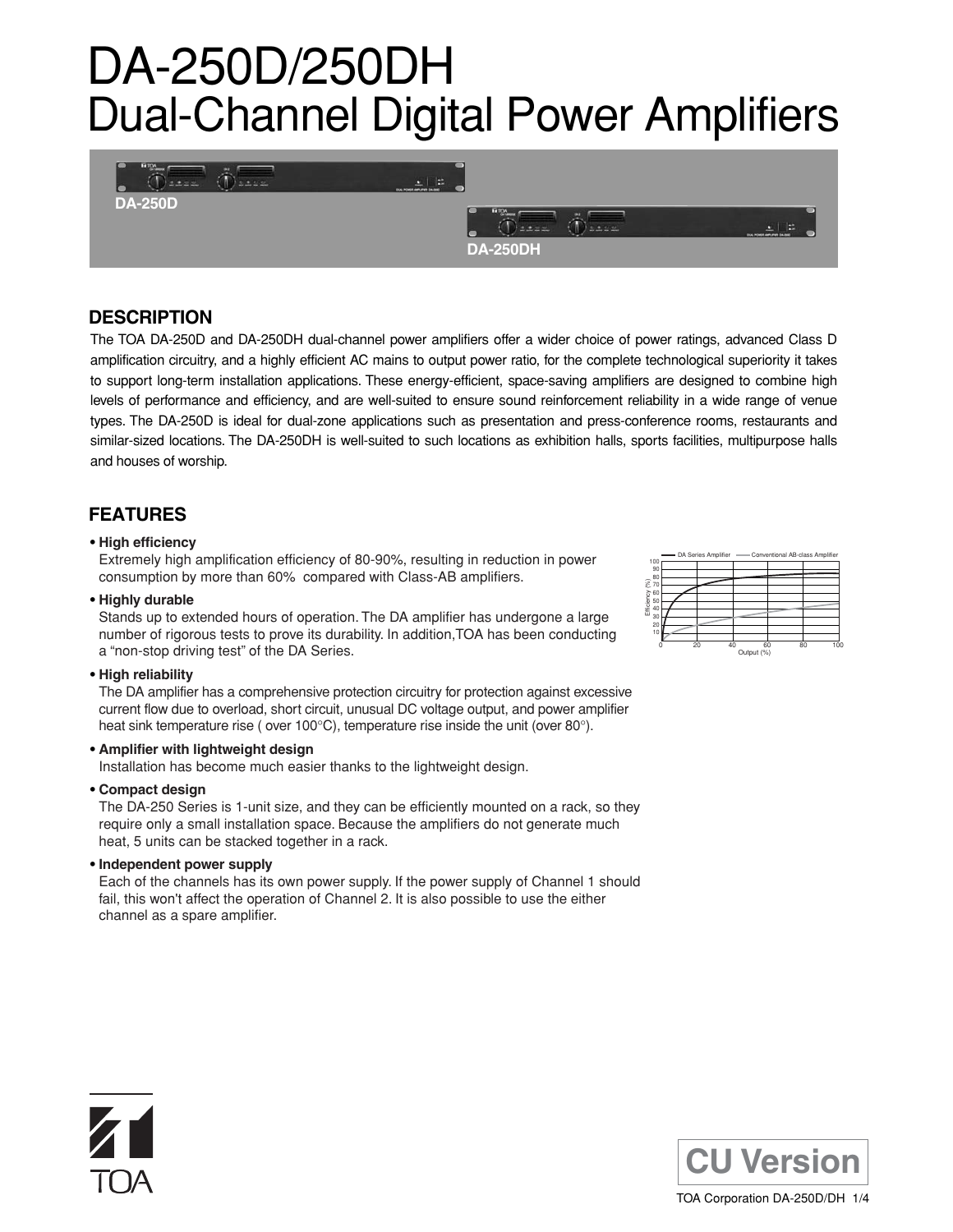# DA-250D/250DH
# Dual-Channel Digital Power Amplifiers

DA-250D

DA-250DH

## DESCRIPTION

The TOA DA-250D and DA-250DH dual-channel power amplifiers offer a wider choice of power ratings, advanced Class D amplification circuitry, and a highly efficient AC mains to output power ratio, for the complete technological superiority it takes to support long-term installation applications. These energy-efficient, space-saving amplifiers are designed to combine high levels of performance and efficiency, and are well-suited to ensure sound reinforcement reliability in a wide range of venue types. The DA-250D is ideal for dual-zone applications such as presentation and press-conference rooms, restaurants and similar-sized locations. The DA-250DH is well-suited to such locations as exhibition halls, sports facilities, multipurpose halls and houses of worship.

## FEATURES

- **High efficiency**
  Extremely high amplification efficiency of 80-90%, resulting in reduction in power consumption by more than 60% compared with Class-AB amplifiers.
- **Highly durable**
  Stands up to extended hours of operation. The DA amplifier has undergone a large number of rigorous tests to prove its durability. In addition,TOA has been conducting a “non-stop driving test” of the DA Series.
- **High reliability**
  The DA amplifier has a comprehensive protection circuitry for protection against excessive current flow due to overload, short circuit, unusual DC voltage output, and power amplifier heat sink temperature rise ( over 100°C), temperature rise inside the unit (over 80°).
- **Amplifier with lightweight design**
  Installation has become much easier thanks to the lightweight design.
- **Compact design**
  The DA-250 Series is 1-unit size, and they can be efficiently mounted on a rack, so they require only a small installation space. Because the amplifiers do not generate much heat, 5 units can be stacked together in a rack.
- **Independent power supply**
  Each of the channels has its own power supply. If the power supply of Channel 1 should fail, this won't affect the operation of Channel 2. It is also possible to use the either channel as a spare amplifier.

CU Version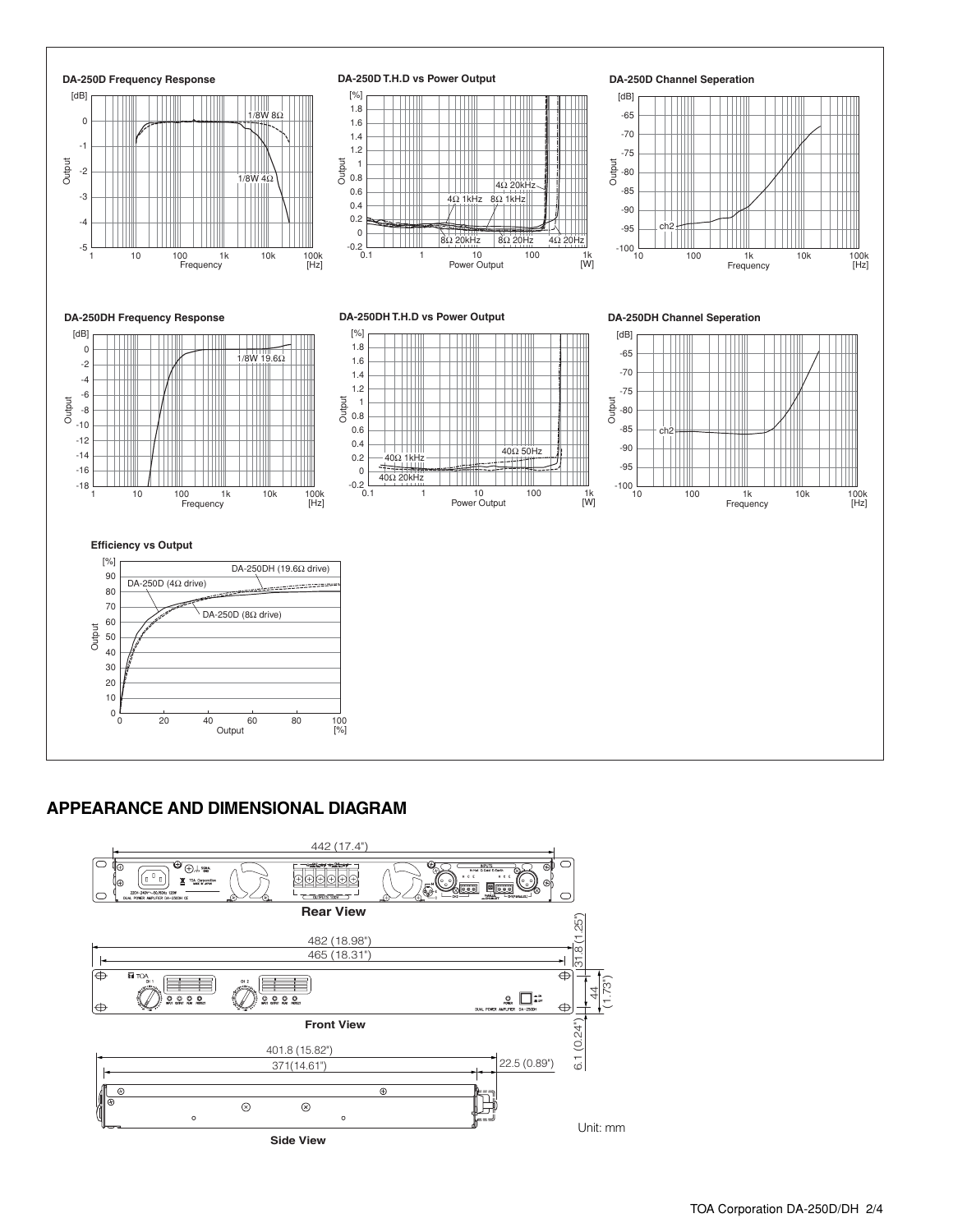**DA-250D Frequency Response**

[dB] Output vs Frequency [Hz] (1 – 100k); curves: 1/8W 8Ω, 1/8W 4Ω

**DA-250D T.H.D vs Power Output**

[%] Output vs Power Output [W] (0.1 – 1k); curves: 4Ω 1kHz, 8Ω 1kHz, 4Ω 20kHz, 8Ω 20kHz, 8Ω 20Hz, 4Ω 20Hz

**DA-250D Channel Seperation**

[dB] Output vs Frequency [Hz] (10 – 100k); curve: ch2

**DA-250DH Frequency Response**

[dB] Output vs Frequency [Hz] (1 – 100k); curve: 1/8W 19.6Ω

**DA-250DH T.H.D vs Power Output**

[%] Output vs Power Output [W] (0.1 – 1k); curves: 40Ω 1kHz, 40Ω 20kHz, 40Ω 50Hz

**DA-250DH Channel Seperation**

[dB] Output vs Frequency [Hz] (10 – 100k); curve: ch2

**Efficiency vs Output**

[%] Output vs Output [%] (0 – 100); curves: DA-250DH (19.6Ω drive), DA-250D (4Ω drive), DA-250D (8Ω drive)

## APPEARANCE AND DIMENSIONAL DIAGRAM

**Rear View**

442 (17.4")

**Front View**

482 (18.98")

465 (18.31")

31.8 (1.25")

44 (1.73")

6.1 (0.24")

**Side View**

401.8 (15.82")

371(14.61")

22.5 (0.89")

Unit: mm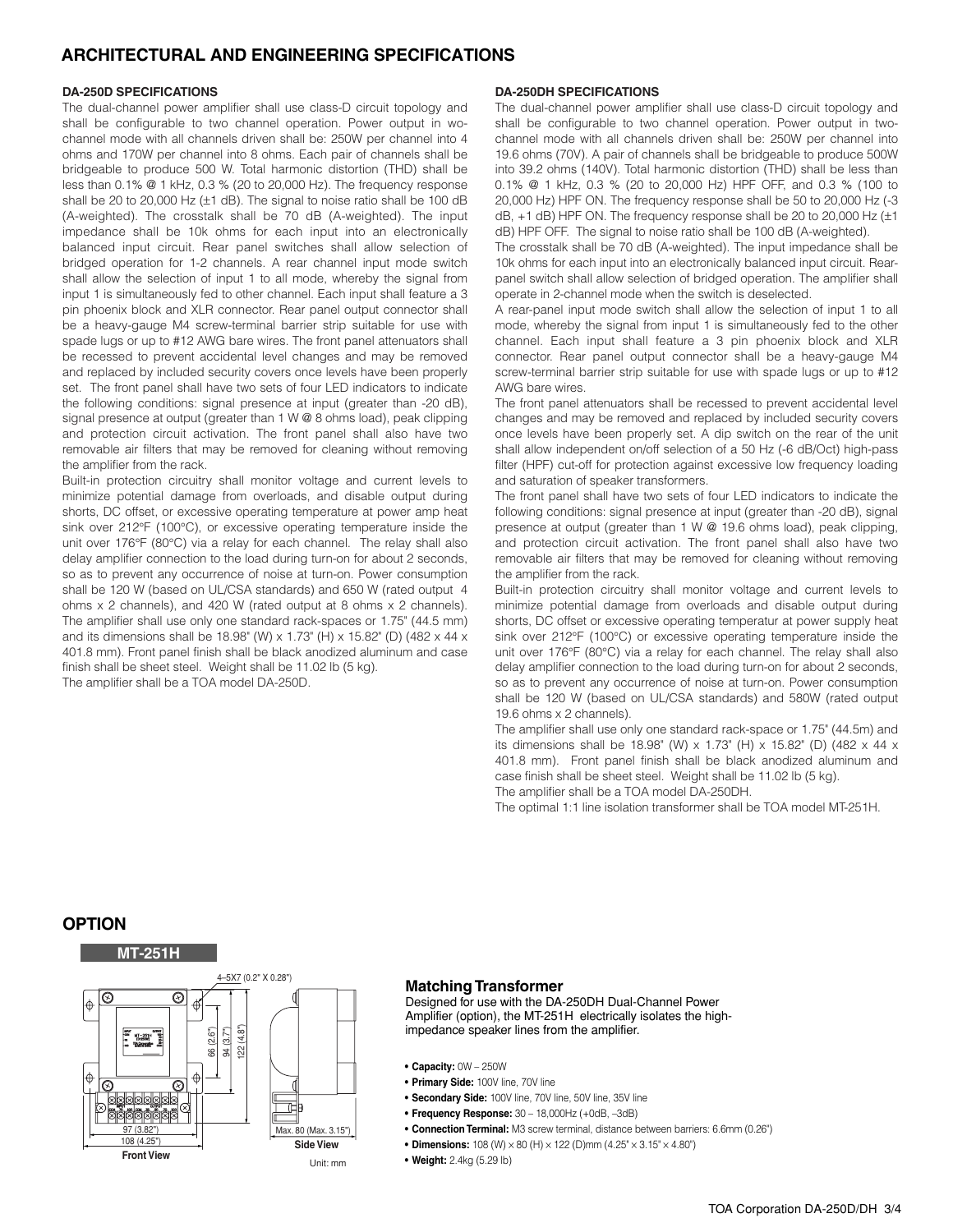## ARCHITECTURAL AND ENGINEERING SPECIFICATIONS

### DA-250D SPECIFICATIONS

The dual-channel power amplifier shall use class-D circuit topology and shall be configurable to two channel operation. Power output in wo-channel mode with all channels driven shall be: 250W per channel into 4 ohms and 170W per channel into 8 ohms. Each pair of channels shall be bridgeable to produce 500 W. Total harmonic distortion (THD) shall be less than 0.1% @ 1 kHz, 0.3 % (20 to 20,000 Hz). The frequency response shall be 20 to 20,000 Hz (±1 dB). The signal to noise ratio shall be 100 dB (A-weighted). The crosstalk shall be 70 dB (A-weighted). The input impedance shall be 10k ohms for each input into an electronically balanced input circuit. Rear panel switches shall allow selection of bridged operation for 1-2 channels. A rear channel input mode switch shall allow the selection of input 1 to all mode, whereby the signal from input 1 is simultaneously fed to other channel. Each input shall feature a 3 pin phoenix block and XLR connector. Rear panel output connector shall be a heavy-gauge M4 screw-terminal barrier strip suitable for use with spade lugs or up to #12 AWG bare wires. The front panel attenuators shall be recessed to prevent accidental level changes and may be removed and replaced by included security covers once levels have been properly set. The front panel shall have two sets of four LED indicators to indicate the following conditions: signal presence at input (greater than -20 dB), signal presence at output (greater than 1 W @ 8 ohms load), peak clipping and protection circuit activation. The front panel shall also have two removable air filters that may be removed for cleaning without removing the amplifier from the rack.

Built-in protection circuitry shall monitor voltage and current levels to minimize potential damage from overloads, and disable output during shorts, DC offset, or excessive operating temperature at power amp heat sink over 212ºF (100°C), or excessive operating temperature inside the unit over 176°F (80°C) via a relay for each channel. The relay shall also delay amplifier connection to the load during turn-on for about 2 seconds, so as to prevent any occurrence of noise at turn-on. Power consumption shall be 120 W (based on UL/CSA standards) and 650 W (rated output 4 ohms x 2 channels), and 420 W (rated output at 8 ohms x 2 channels). The amplifier shall use only one standard rack-spaces or 1.75" (44.5 mm) and its dimensions shall be 18.98" (W) x 1.73" (H) x 15.82" (D) (482 x 44 x 401.8 mm). Front panel finish shall be black anodized aluminum and case finish shall be sheet steel. Weight shall be 11.02 lb (5 kg).

The amplifier shall be a TOA model DA-250D.

### DA-250DH SPECIFICATIONS

The dual-channel power amplifier shall use class-D circuit topology and shall be configurable to two channel operation. Power output in two-channel mode with all channels driven shall be: 250W per channel into 19.6 ohms (70V). A pair of channels shall be bridgeable to produce 500W into 39.2 ohms (140V). Total harmonic distortion (THD) shall be less than 0.1% @ 1 kHz, 0.3 % (20 to 20,000 Hz) HPF OFF, and 0.3 % (100 to 20,000 Hz) HPF ON. The frequency response shall be 50 to 20,000 Hz (-3 dB, +1 dB) HPF ON. The frequency response shall be 20 to 20,000 Hz (±1 dB) HPF OFF. The signal to noise ratio shall be 100 dB (A-weighted).

The crosstalk shall be 70 dB (A-weighted). The input impedance shall be 10k ohms for each input into an electronically balanced input circuit. Rear-panel switch shall allow selection of bridged operation. The amplifier shall operate in 2-channel mode when the switch is deselected.

A rear-panel input mode switch shall allow the selection of input 1 to all mode, whereby the signal from input 1 is simultaneously fed to the other channel. Each input shall feature a 3 pin phoenix block and XLR connector. Rear panel output connector shall be a heavy-gauge M4 screw-terminal barrier strip suitable for use with spade lugs or up to #12 AWG bare wires.

The front panel attenuators shall be recessed to prevent accidental level changes and may be removed and replaced by included security covers once levels have been properly set. A dip switch on the rear of the unit shall allow independent on/off selection of a 50 Hz (-6 dB/Oct) high-pass filter (HPF) cut-off for protection against excessive low frequency loading and saturation of speaker transformers.

The front panel shall have two sets of four LED indicators to indicate the following conditions: signal presence at input (greater than -20 dB), signal presence at output (greater than 1 W @ 19.6 ohms load), peak clipping, and protection circuit activation. The front panel shall also have two removable air filters that may be removed for cleaning without removing the amplifier from the rack.

Built-in protection circuitry shall monitor voltage and current levels to minimize potential damage from overloads and disable output during shorts, DC offset or excessive operating temperatur at power supply heat sink over 212ºF (100°C) or excessive operating temperature inside the unit over 176ºF (80°C) via a relay for each channel. The relay shall also delay amplifier connection to the load during turn-on for about 2 seconds, so as to prevent any occurrence of noise at turn-on. Power consumption shall be 120 W (based on UL/CSA standards) and 580W (rated output 19.6 ohms x 2 channels).

The amplifier shall use only one standard rack-space or 1.75" (44.5m) and its dimensions shall be 18.98" (W) x 1.73" (H) x 15.82" (D) (482 x 44 x 401.8 mm). Front panel finish shall be black anodized aluminum and case finish shall be sheet steel. Weight shall be 11.02 lb (5 kg).

The amplifier shall be a TOA model DA-250DH.

The optimal 1:1 line isolation transformer shall be TOA model MT-251H.

## OPTION

### MT-251H

4–5X7 (0.2" X 0.28")

66 (2.6") 94 (3.7") 122 (4.8")

97 (3.82") 108 (4.25")

**Front View**

Max. 80 (Max. 3.15")

**Side View**

Unit: mm

### Matching Transformer

Designed for use with the DA-250DH Dual-Channel Power Amplifier (option), the MT-251H electrically isolates the high-impedance speaker lines from the amplifier.

- **Capacity:** 0W – 250W
- **Primary Side:** 100V line, 70V line
- **Secondary Side:** 100V line, 70V line, 50V line, 35V line
- **Frequency Response:** 30 – 18,000Hz (+0dB, –3dB)
- **Connection Terminal:** M3 screw terminal, distance between barriers: 6.6mm (0.26")
- **Dimensions:** 108 (W) × 80 (H) × 122 (D)mm (4.25" × 3.15" × 4.80")
- **Weight:** 2.4kg (5.29 lb)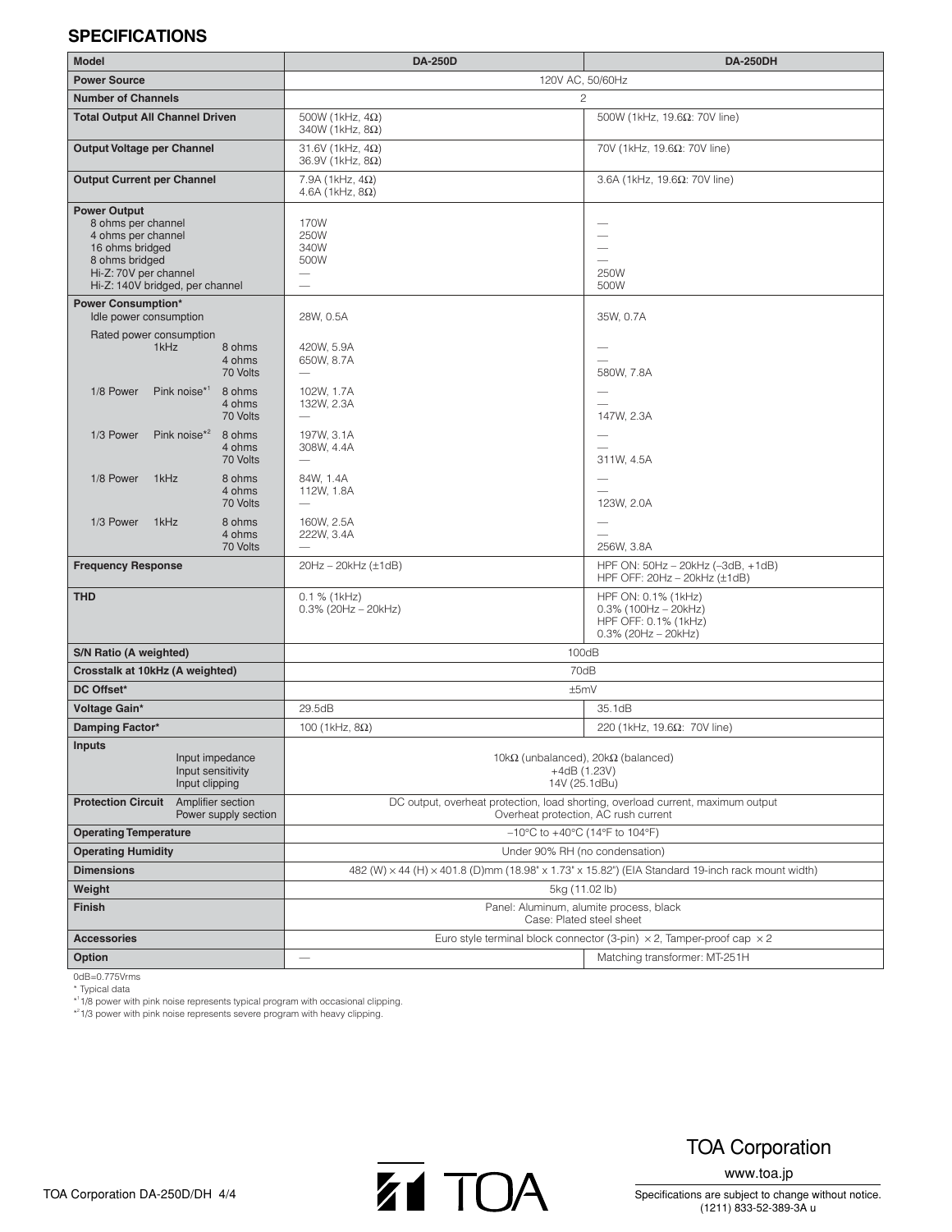## SPECIFICATIONS

| Model | | | DA-250D | DA-250DH |
|---|---|---|---|---|
| **Power Source** | | | 120V AC, 50/60Hz | |
| **Number of Channels** | | | 2 | |
| **Total Output All Channel Driven** | | | 500W (1kHz, 4Ω)<br>340W (1kHz, 8Ω) | 500W (1kHz, 19.6Ω: 70V line) |
| **Output Voltage per Channel** | | | 31.6V (1kHz, 4Ω)<br>36.9V (1kHz, 8Ω) | 70V (1kHz, 19.6Ω: 70V line) |
| **Output Current per Channel** | | | 7.9A (1kHz, 4Ω)<br>4.6A (1kHz, 8Ω) | 3.6A (1kHz, 19.6Ω: 70V line) |
| **Power Output** | | | | |
| 8 ohms per channel | | | 170W | — |
| 4 ohms per channel | | | 250W | — |
| 16 ohms bridged | | | 340W | — |
| 8 ohms bridged | | | 500W | — |
| Hi-Z: 70V per channel | | | — | 250W |
| Hi-Z: 140V bridged, per channel | | | — | 500W |
| **Power Consumption*** | | | | |
| Idle power consumption | | | 28W, 0.5A | 35W, 0.7A |
| Rated power consumption | 1kHz | 8 ohms | 420W, 5.9A | — |
| | | 4 ohms | 650W, 8.7A | — |
| | | 70 Volts | — | 580W, 7.8A |
| 1/8 Power | Pink noise*[1] | 8 ohms | 102W, 1.7A | — |
| | | 4 ohms | 132W, 2.3A | — |
| | | 70 Volts | — | 147W, 2.3A |
| 1/3 Power | Pink noise*[2] | 8 ohms | 197W, 3.1A | — |
| | | 4 ohms | 308W, 4.4A | — |
| | | 70 Volts | — | 311W, 4.5A |
| 1/8 Power | 1kHz | 8 ohms | 84W, 1.4A | — |
| | | 4 ohms | 112W, 1.8A | — |
| | | 70 Volts | — | 123W, 2.0A |
| 1/3 Power | 1kHz | 8 ohms | 160W, 2.5A | — |
| | | 4 ohms | 222W, 3.4A | — |
| | | 70 Volts | — | 256W, 3.8A |
| **Frequency Response** | | | 20Hz – 20kHz (±1dB) | HPF ON: 50Hz – 20kHz (–3dB, +1dB)<br>HPF OFF: 20Hz – 20kHz (±1dB) |
| **THD** | | | 0.1 % (1kHz)<br>0.3% (20Hz – 20kHz) | HPF ON: 0.1% (1kHz)<br>0.3% (100Hz – 20kHz)<br>HPF OFF: 0.1% (1kHz)<br>0.3% (20Hz – 20kHz) |
| **S/N Ratio (A weighted)** | | | 100dB | |
| **Crosstalk at 10kHz (A weighted)** | | | 70dB | |
| **DC Offset*** | | | ±5mV | |
| **Voltage Gain*** | | | 29.5dB | 35.1dB |
| **Damping Factor*** | | | 100 (1kHz, 8Ω) | 220 (1kHz, 19.6Ω: 70V line) |
| **Inputs** | Input impedance | | 10kΩ (unbalanced), 20kΩ (balanced) | |
| | Input sensitivity | | +4dB (1.23V) | |
| | Input clipping | | 14V (25.1dBu) | |
| **Protection Circuit** | Amplifier section | | DC output, overheat protection, load shorting, overload current, maximum output | |
| | Power supply section | | Overheat protection, AC rush current | |
| **Operating Temperature** | | | –10°C to +40°C (14°F to 104°F) | |
| **Operating Humidity** | | | Under 90% RH (no condensation) | |
| **Dimensions** | | | 482 (W) × 44 (H) × 401.8 (D)mm (18.98" x 1.73" x 15.82") (EIA Standard 19-inch rack mount width) | |
| **Weight** | | | 5kg (11.02 lb) | |
| **Finish** | | | Panel: Aluminum, alumite process, black<br>Case: Plated steel sheet | |
| **Accessories** | | | Euro style terminal block connector (3-pin) × 2, Tamper-proof cap × 2 | |
| **Option** | | | — | Matching transformer: MT-251H |

0dB=0.775Vrms

\* Typical data

*[1] 1/8 power with pink noise represents typical program with occasional clipping.

*[2] 1/3 power with pink noise represents severe program with heavy clipping.

TOA Corporation

www.toa.jp

Specifications are subject to change without notice.
(1211) 833-52-389-3A u